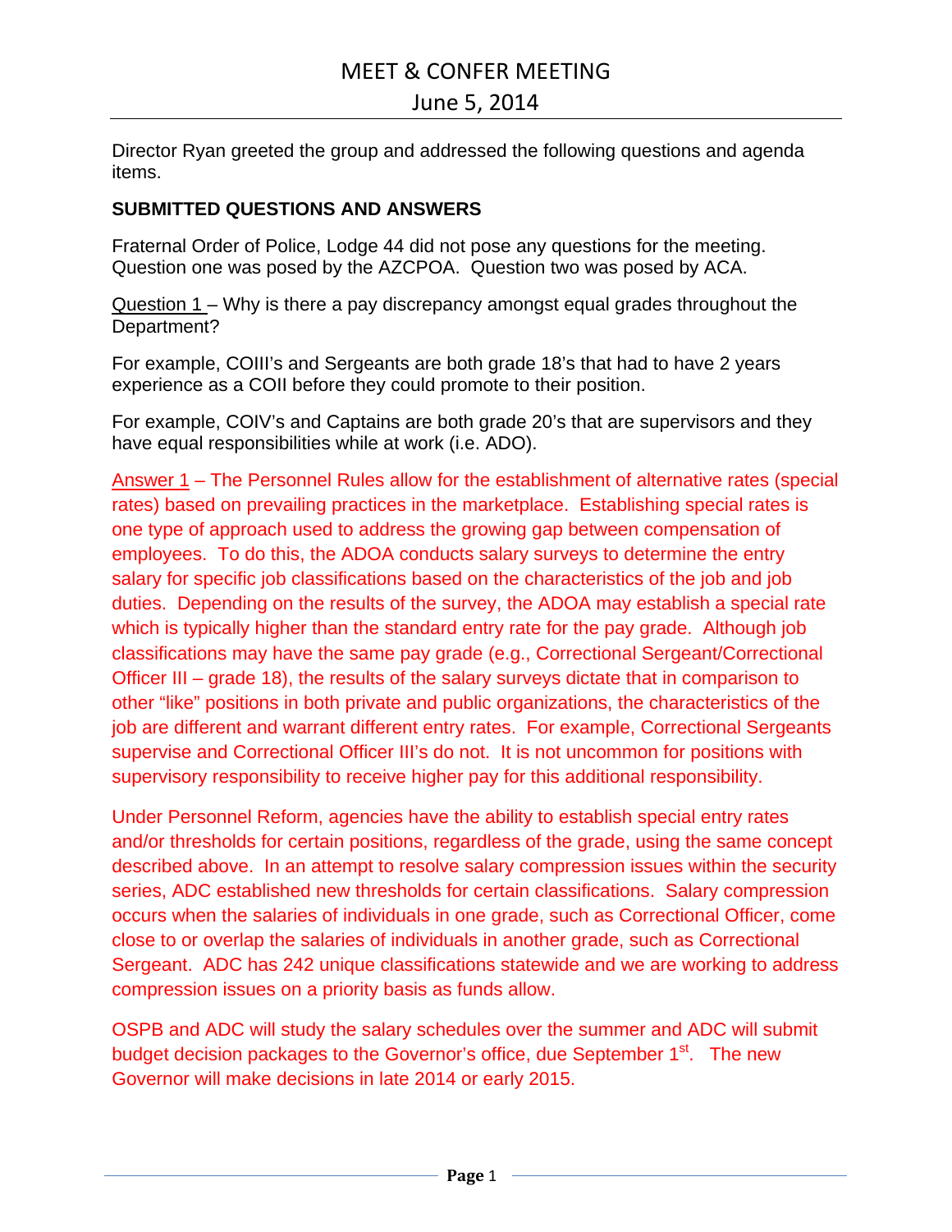# MEET & CONFER MEETING

## June 5, 2014

Director Ryan greeted the group and addressed the following questions and agenda items.

**SUBMITTED QUESTIONS AND ANSWERS**

Fraternal Order of Police, Lodge 44 did not pose any questions for the meeting. Question one was posed by the AZCPOA. Question two was posed by ACA.

Question 1 – Why is there a pay discrepancy amongst equal grades throughout the Department?

For example, COIII's and Sergeants are both grade 18's that had to have 2 years experience as a COII before they could promote to their position.

For example, COIV's and Captains are both grade 20's that are supervisors and they have equal responsibilities while at work (i.e. ADO).

Answer 1 – The Personnel Rules allow for the establishment of alternative rates (special rates) based on prevailing practices in the marketplace. Establishing special rates is one type of approach used to address the growing gap between compensation of employees. To do this, the ADOA conducts salary surveys to determine the entry salary for specific job classifications based on the characteristics of the job and job duties. Depending on the results of the survey, the ADOA may establish a special rate which is typically higher than the standard entry rate for the pay grade. Although job classifications may have the same pay grade (e.g., Correctional Sergeant/Correctional Officer III – grade 18), the results of the salary surveys dictate that in comparison to other "like" positions in both private and public organizations, the characteristics of the job are different and warrant different entry rates. For example, Correctional Sergeants supervise and Correctional Officer III's do not. It is not uncommon for positions with supervisory responsibility to receive higher pay for this additional responsibility.

Under Personnel Reform, agencies have the ability to establish special entry rates and/or thresholds for certain positions, regardless of the grade, using the same concept described above. In an attempt to resolve salary compression issues within the security series, ADC established new thresholds for certain classifications. Salary compression occurs when the salaries of individuals in one grade, such as Correctional Officer, come close to or overlap the salaries of individuals in another grade, such as Correctional Sergeant. ADC has 242 unique classifications statewide and we are working to address compression issues on a priority basis as funds allow.

OSPB and ADC will study the salary schedules over the summer and ADC will submit budget decision packages to the Governor's office, due September 1st. The new Governor will make decisions in late 2014 or early 2015.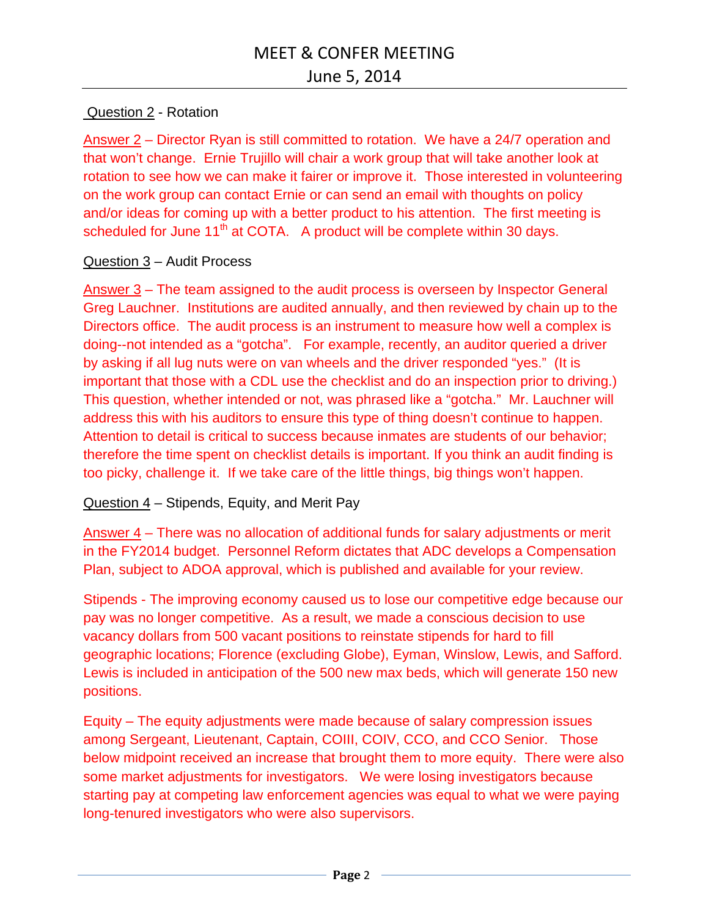Question 2 - Rotation

Answer 2 – Director Ryan is still committed to rotation. We have a 24/7 operation and that won't change. Ernie Trujillo will chair a work group that will take another look at rotation to see how we can make it fairer or improve it. Those interested in volunteering on the work group can contact Ernie or can send an email with thoughts on policy and/or ideas for coming up with a better product to his attention. The first meeting is scheduled for June 11th at COTA. A product will be complete within 30 days.

Question 3 – Audit Process

Answer 3 – The team assigned to the audit process is overseen by Inspector General Greg Lauchner. Institutions are audited annually, and then reviewed by chain up to the Directors office. The audit process is an instrument to measure how well a complex is doing--not intended as a "gotcha". For example, recently, an auditor queried a driver by asking if all lug nuts were on van wheels and the driver responded "yes." (It is important that those with a CDL use the checklist and do an inspection prior to driving.) This question, whether intended or not, was phrased like a "gotcha." Mr. Lauchner will address this with his auditors to ensure this type of thing doesn't continue to happen. Attention to detail is critical to success because inmates are students of our behavior; therefore the time spent on checklist details is important. If you think an audit finding is too picky, challenge it. If we take care of the little things, big things won't happen.

Question 4 – Stipends, Equity, and Merit Pay

Answer 4 – There was no allocation of additional funds for salary adjustments or merit in the FY2014 budget. Personnel Reform dictates that ADC develops a Compensation Plan, subject to ADOA approval, which is published and available for your review.

Stipends - The improving economy caused us to lose our competitive edge because our pay was no longer competitive. As a result, we made a conscious decision to use vacancy dollars from 500 vacant positions to reinstate stipends for hard to fill geographic locations; Florence (excluding Globe), Eyman, Winslow, Lewis, and Safford. Lewis is included in anticipation of the 500 new max beds, which will generate 150 new positions.

Equity – The equity adjustments were made because of salary compression issues among Sergeant, Lieutenant, Captain, COIII, COIV, CCO, and CCO Senior. Those below midpoint received an increase that brought them to more equity. There were also some market adjustments for investigators. We were losing investigators because starting pay at competing law enforcement agencies was equal to what we were paying long-tenured investigators who were also supervisors.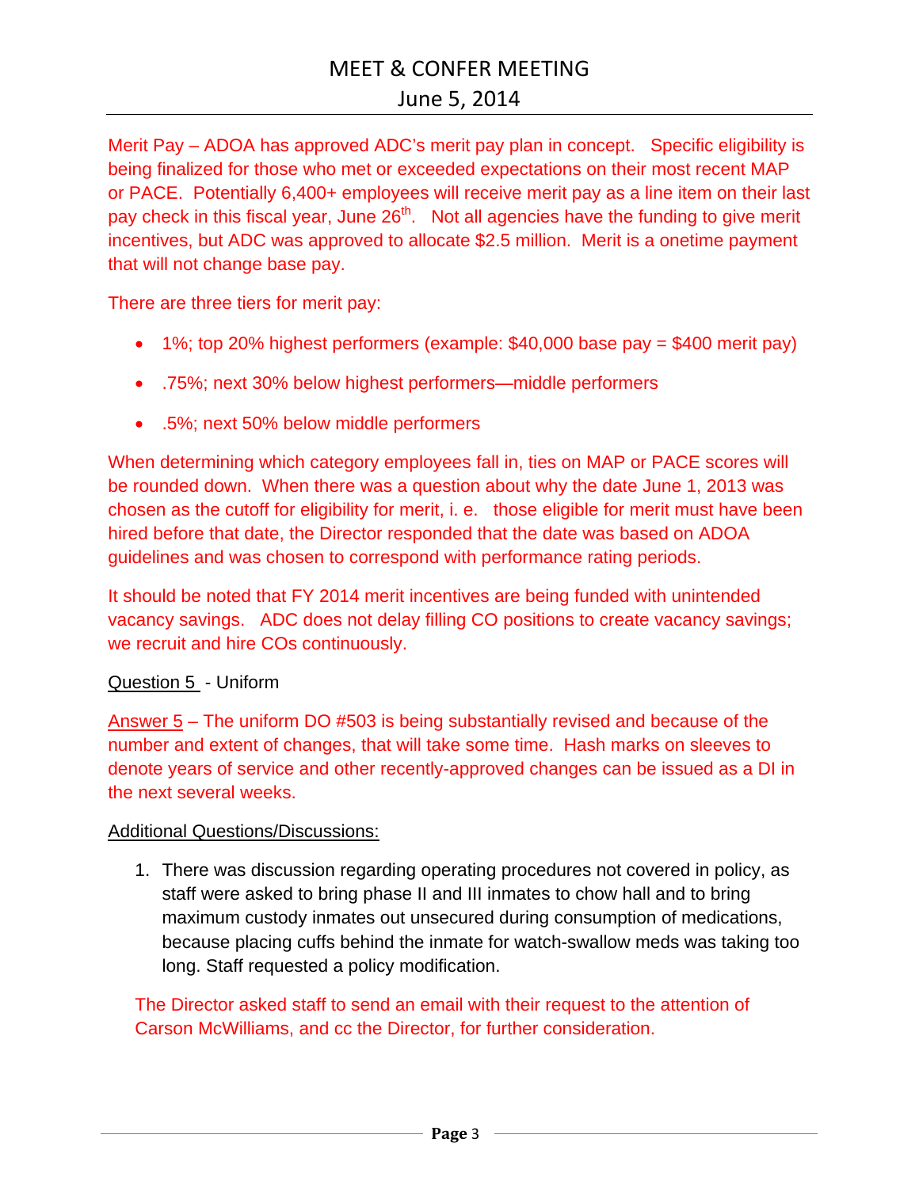Merit Pay – ADOA has approved ADC's merit pay plan in concept. Specific eligibility is being finalized for those who met or exceeded expectations on their most recent MAP or PACE. Potentially 6,400+ employees will receive merit pay as a line item on their last pay check in this fiscal year, June 26th. Not all agencies have the funding to give merit incentives, but ADC was approved to allocate $2.5 million. Merit is a onetime payment that will not change base pay.

There are three tiers for merit pay:

- 1%; top 20% highest performers (example: $40,000 base pay = $400 merit pay)
- .75%; next 30% below highest performers—middle performers
- .5%; next 50% below middle performers

When determining which category employees fall in, ties on MAP or PACE scores will be rounded down. When there was a question about why the date June 1, 2013 was chosen as the cutoff for eligibility for merit, i. e. those eligible for merit must have been hired before that date, the Director responded that the date was based on ADOA guidelines and was chosen to correspond with performance rating periods.

It should be noted that FY 2014 merit incentives are being funded with unintended vacancy savings. ADC does not delay filling CO positions to create vacancy savings; we recruit and hire COs continuously.

Question 5 - Uniform

Answer 5 – The uniform DO #503 is being substantially revised and because of the number and extent of changes, that will take some time. Hash marks on sleeves to denote years of service and other recently-approved changes can be issued as a DI in the next several weeks.

Additional Questions/Discussions:

1. There was discussion regarding operating procedures not covered in policy, as staff were asked to bring phase II and III inmates to chow hall and to bring maximum custody inmates out unsecured during consumption of medications, because placing cuffs behind the inmate for watch-swallow meds was taking too long. Staff requested a policy modification.

   The Director asked staff to send an email with their request to the attention of Carson McWilliams, and cc the Director, for further consideration.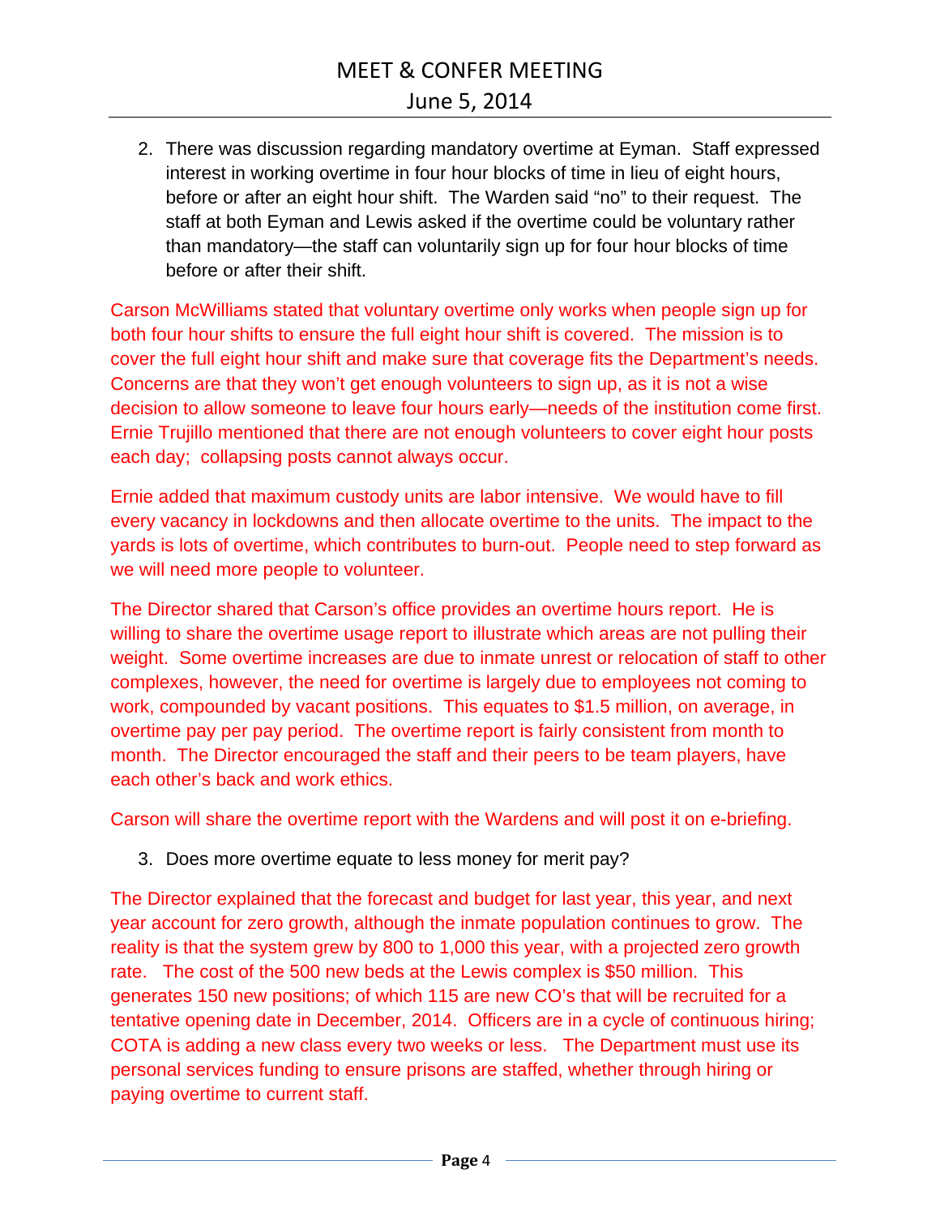2. There was discussion regarding mandatory overtime at Eyman. Staff expressed interest in working overtime in four hour blocks of time in lieu of eight hours, before or after an eight hour shift. The Warden said "no" to their request. The staff at both Eyman and Lewis asked if the overtime could be voluntary rather than mandatory—the staff can voluntarily sign up for four hour blocks of time before or after their shift.

Carson McWilliams stated that voluntary overtime only works when people sign up for both four hour shifts to ensure the full eight hour shift is covered. The mission is to cover the full eight hour shift and make sure that coverage fits the Department's needs. Concerns are that they won't get enough volunteers to sign up, as it is not a wise decision to allow someone to leave four hours early—needs of the institution come first. Ernie Trujillo mentioned that there are not enough volunteers to cover eight hour posts each day; collapsing posts cannot always occur.

Ernie added that maximum custody units are labor intensive. We would have to fill every vacancy in lockdowns and then allocate overtime to the units. The impact to the yards is lots of overtime, which contributes to burn-out. People need to step forward as we will need more people to volunteer.

The Director shared that Carson's office provides an overtime hours report. He is willing to share the overtime usage report to illustrate which areas are not pulling their weight. Some overtime increases are due to inmate unrest or relocation of staff to other complexes, however, the need for overtime is largely due to employees not coming to work, compounded by vacant positions. This equates to $1.5 million, on average, in overtime pay per pay period. The overtime report is fairly consistent from month to month. The Director encouraged the staff and their peers to be team players, have each other's back and work ethics.

Carson will share the overtime report with the Wardens and will post it on e-briefing.

3. Does more overtime equate to less money for merit pay?

The Director explained that the forecast and budget for last year, this year, and next year account for zero growth, although the inmate population continues to grow. The reality is that the system grew by 800 to 1,000 this year, with a projected zero growth rate. The cost of the 500 new beds at the Lewis complex is $50 million. This generates 150 new positions; of which 115 are new CO's that will be recruited for a tentative opening date in December, 2014. Officers are in a cycle of continuous hiring; COTA is adding a new class every two weeks or less. The Department must use its personal services funding to ensure prisons are staffed, whether through hiring or paying overtime to current staff.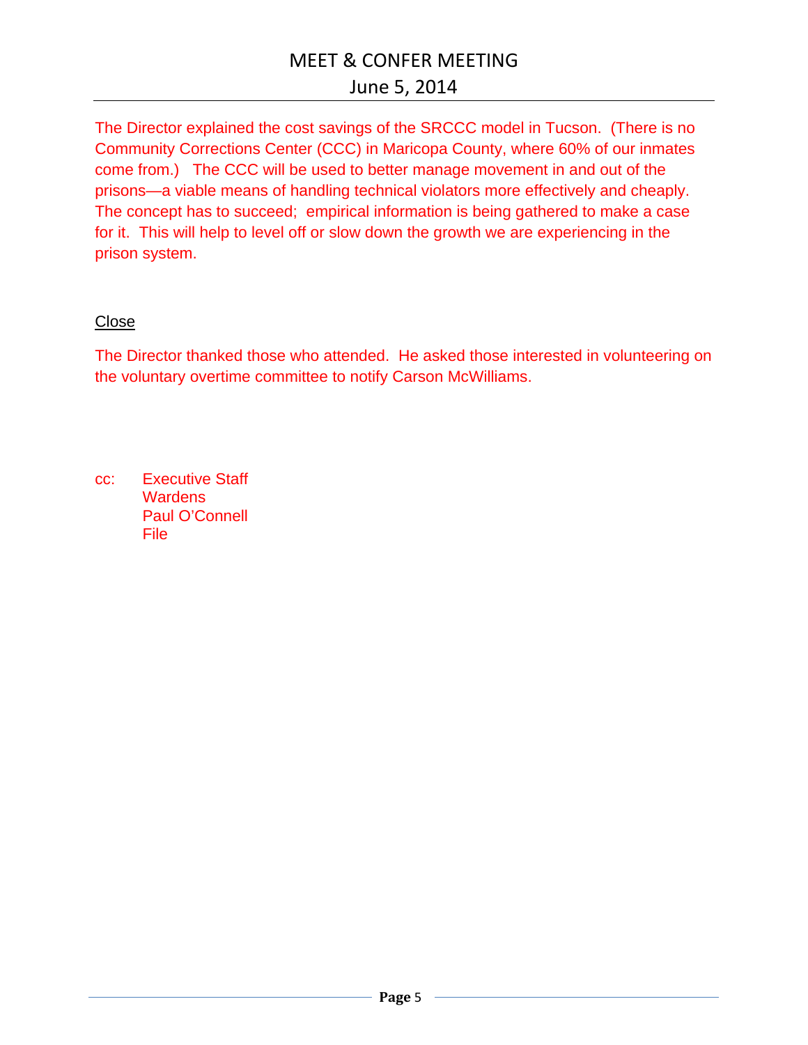The Director explained the cost savings of the SRCCC model in Tucson. (There is no Community Corrections Center (CCC) in Maricopa County, where 60% of our inmates come from.) The CCC will be used to better manage movement in and out of the prisons—a viable means of handling technical violators more effectively and cheaply. The concept has to succeed; empirical information is being gathered to make a case for it. This will help to level off or slow down the growth we are experiencing in the prison system.

Close

The Director thanked those who attended. He asked those interested in volunteering on the voluntary overtime committee to notify Carson McWilliams.

cc: Executive Staff
Wardens
Paul O'Connell
File